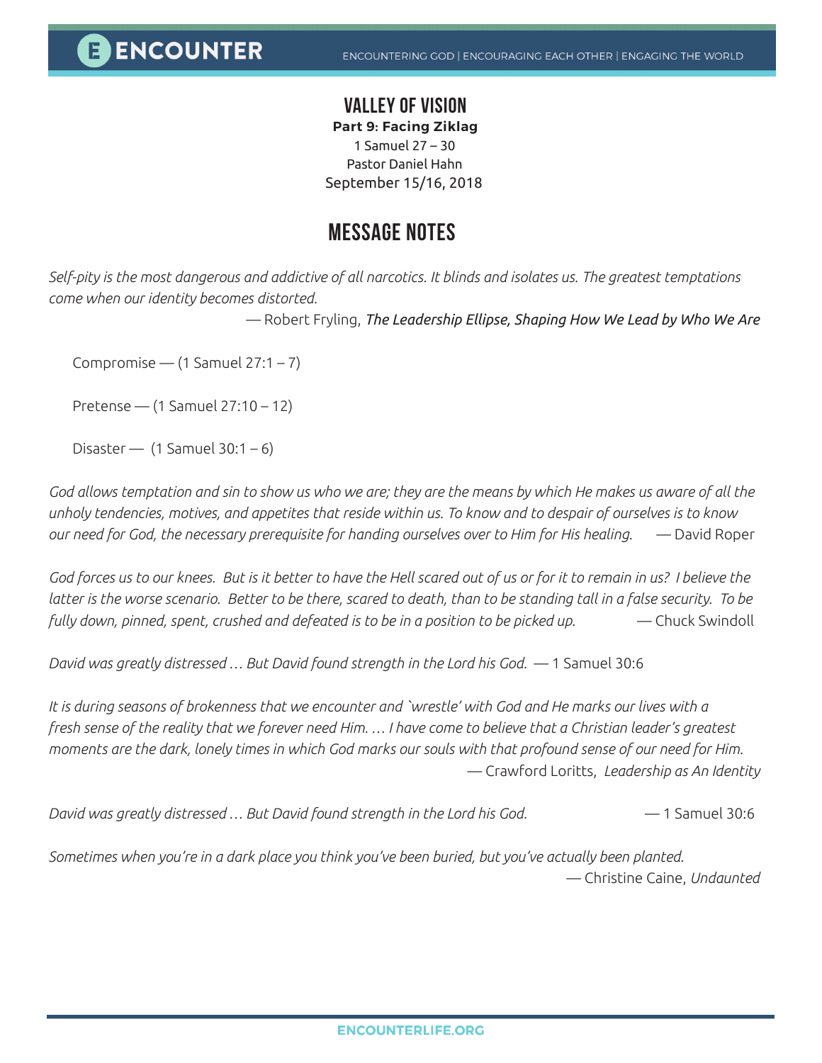# VALLEY OF VISION

**Part 9: Facing Ziklag**

1 Samuel 27 – 30

Pastor Daniel Hahn

September 15/16, 2018

## MESSAGE NOTES

*Self-pity is the most dangerous and addictive of all narcotics. It blinds and isolates us. The greatest temptations come when our identity becomes distorted.*

— Robert Fryling, *The Leadership Ellipse, Shaping How We Lead by Who We Are*

Compromise — (1 Samuel 27:1 – 7)

Pretense — (1 Samuel 27:10 – 12)

Disaster — (1 Samuel 30:1 – 6)

*God allows temptation and sin to show us who we are; they are the means by which He makes us aware of all the unholy tendencies, motives, and appetites that reside within us. To know and to despair of ourselves is to know our need for God, the necessary prerequisite for handing ourselves over to Him for His healing.* — David Roper

*God forces us to our knees. But is it better to have the Hell scared out of us or for it to remain in us? I believe the latter is the worse scenario. Better to be there, scared to death, than to be standing tall in a false security. To be fully down, pinned, spent, crushed and defeated is to be in a position to be picked up.* — Chuck Swindoll

*David was greatly distressed … But David found strength in the Lord his God.* — 1 Samuel 30:6

*It is during seasons of brokenness that we encounter and `wrestle' with God and He marks our lives with a fresh sense of the reality that we forever need Him. … I have come to believe that a Christian leader's greatest moments are the dark, lonely times in which God marks our souls with that profound sense of our need for Him.*

— Crawford Loritts, *Leadership as An Identity*

*David was greatly distressed … But David found strength in the Lord his God.* — 1 Samuel 30:6

*Sometimes when you're in a dark place you think you've been buried, but you've actually been planted.*

— Christine Caine, *Undaunted*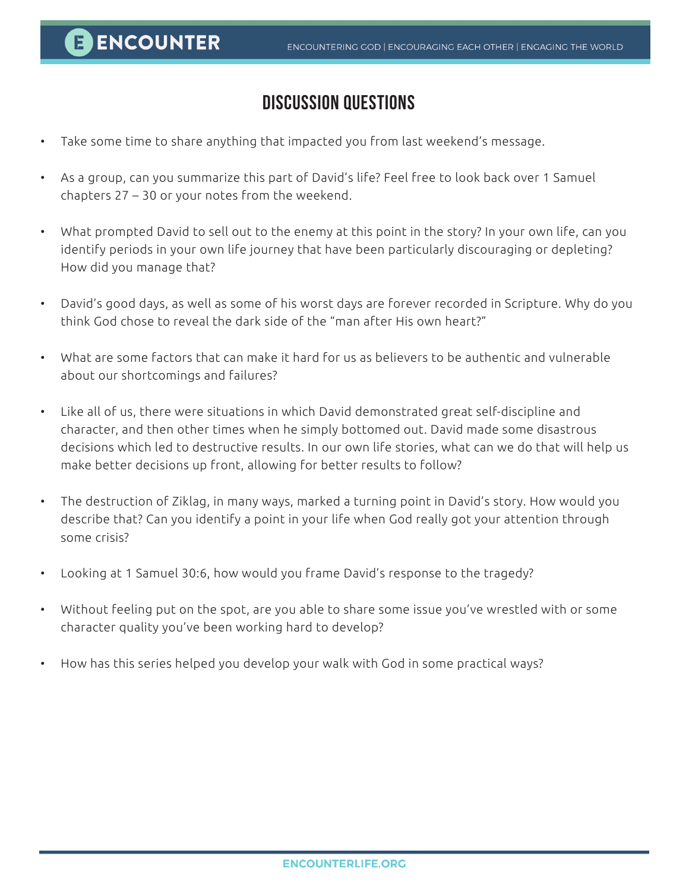# DISCUSSION QUESTIONS

- Take some time to share anything that impacted you from last weekend's message.
- As a group, can you summarize this part of David's life? Feel free to look back over 1 Samuel chapters 27 – 30 or your notes from the weekend.
- What prompted David to sell out to the enemy at this point in the story? In your own life, can you identify periods in your own life journey that have been particularly discouraging or depleting? How did you manage that?
- David's good days, as well as some of his worst days are forever recorded in Scripture. Why do you think God chose to reveal the dark side of the "man after His own heart?"
- What are some factors that can make it hard for us as believers to be authentic and vulnerable about our shortcomings and failures?
- Like all of us, there were situations in which David demonstrated great self-discipline and character, and then other times when he simply bottomed out. David made some disastrous decisions which led to destructive results. In our own life stories, what can we do that will help us make better decisions up front, allowing for better results to follow?
- The destruction of Ziklag, in many ways, marked a turning point in David's story. How would you describe that? Can you identify a point in your life when God really got your attention through some crisis?
- Looking at 1 Samuel 30:6, how would you frame David's response to the tragedy?
- Without feeling put on the spot, are you able to share some issue you've wrestled with or some character quality you've been working hard to develop?
- How has this series helped you develop your walk with God in some practical ways?